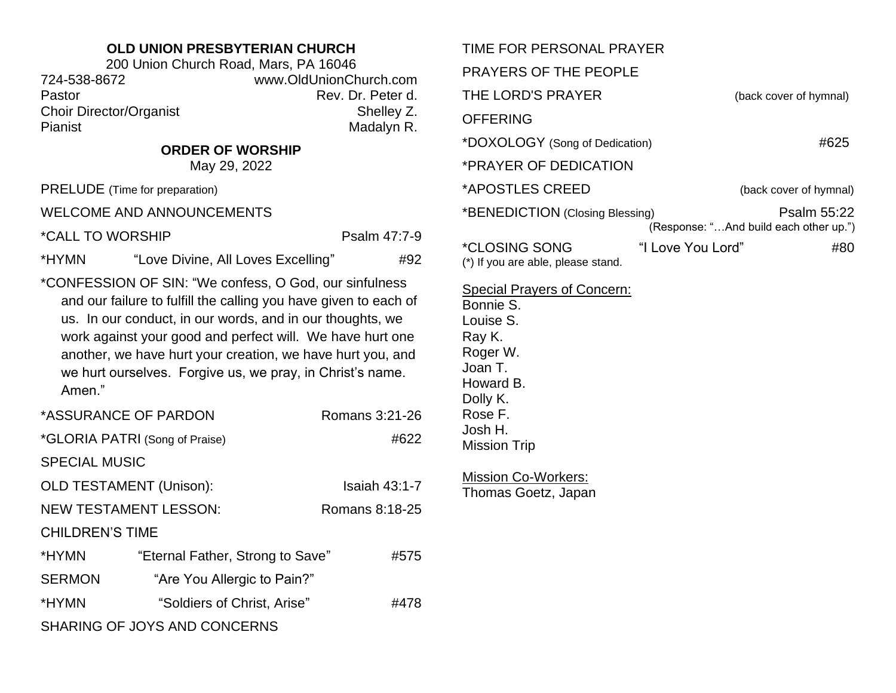**OLD UNION PRESBYTERIAN CHURCH**

200 Union Church Road, Mars, PA 16046

724-538-8672 www.OldUnionChurch.com

Pastor Rev. Dr. Peter d.

Choir Director/Organist Shelley Z.

Pianist Madalyn R.

## ORDER OF WORSHIP

May 29, 2022

PRELUDE (Time for preparation)

WELCOME AND ANNOUNCEMENTS

*CALL TO WORSHIP Psalm 47:7-9

*HYMN "Love Divine, All Loves Excelling" #92

*CONFESSION OF SIN: "We confess, O God, our sinfulness and our failure to fulfill the calling you have given to each of us. In our conduct, in our words, and in our thoughts, we work against your good and perfect will. We have hurt one another, we have hurt your creation, we have hurt you, and we hurt ourselves. Forgive us, we pray, in Christ's name. Amen."

*ASSURANCE OF PARDON Romans 3:21-26

*GLORIA PATRI (Song of Praise) #622

SPECIAL MUSIC

OLD TESTAMENT (Unison): Isaiah 43:1-7

NEW TESTAMENT LESSON: Romans 8:18-25

CHILDREN'S TIME

*HYMN "Eternal Father, Strong to Save" #575

SERMON "Are You Allergic to Pain?"

*HYMN "Soldiers of Christ, Arise" #478

SHARING OF JOYS AND CONCERNS

TIME FOR PERSONAL PRAYER

PRAYERS OF THE PEOPLE

THE LORD'S PRAYER (back cover of hymnal)

OFFERING

*DOXOLOGY (Song of Dedication) #625

*PRAYER OF DEDICATION

*APOSTLES CREED (back cover of hymnal)

*BENEDICTION (Closing Blessing) Psalm 55:22
(Response: "…And build each other up.")

*CLOSING SONG "I Love You Lord" #80

(*) If you are able, please stand.

Special Prayers of Concern:

Bonnie S.
Louise S.
Ray K.
Roger W.
Joan T.
Howard B.
Dolly K.
Rose F.
Josh H.
Mission Trip

Mission Co-Workers:

Thomas Goetz, Japan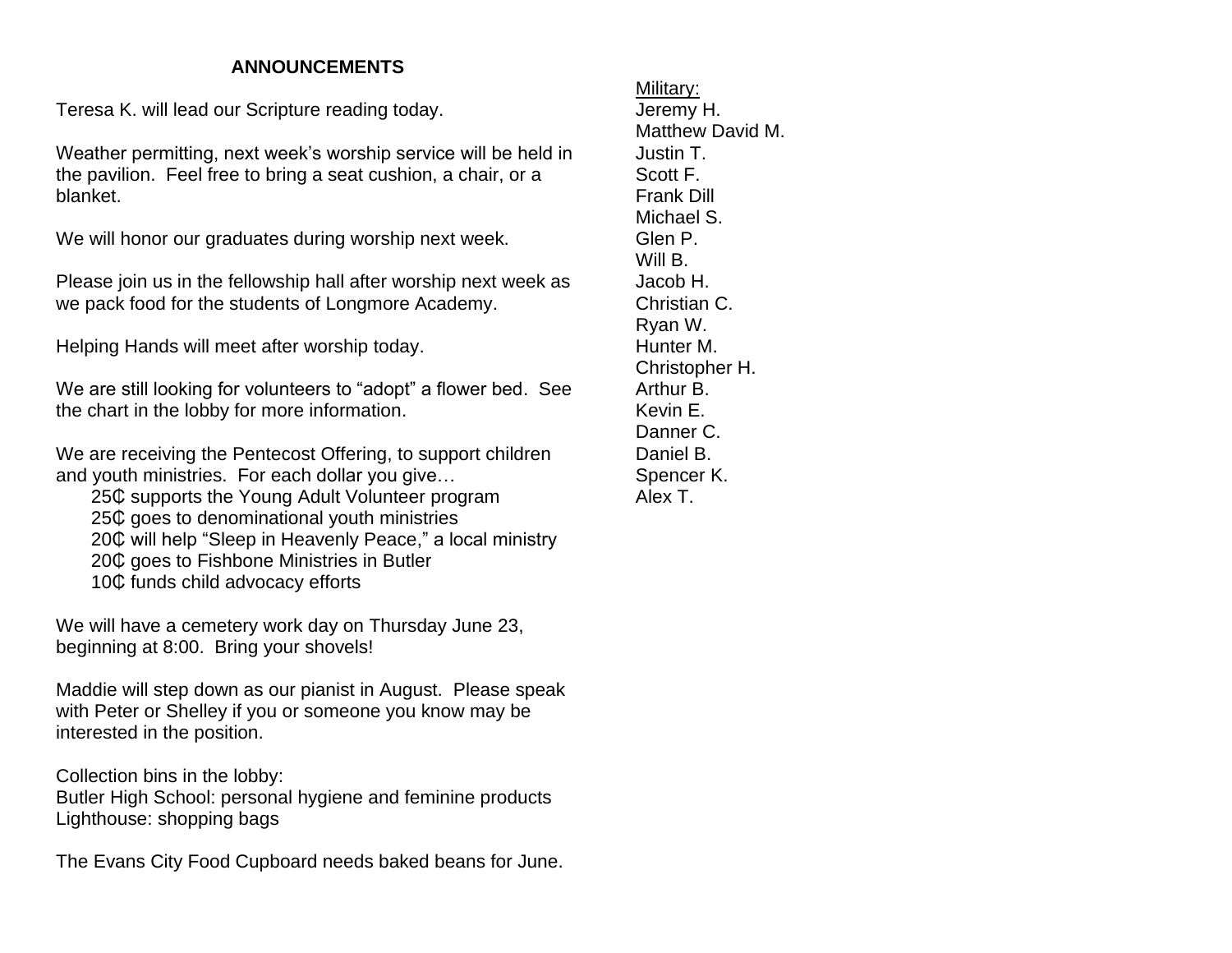## ANNOUNCEMENTS

Teresa K. will lead our Scripture reading today.

Weather permitting, next week's worship service will be held in the pavilion. Feel free to bring a seat cushion, a chair, or a blanket.

We will honor our graduates during worship next week.

Please join us in the fellowship hall after worship next week as we pack food for the students of Longmore Academy.

Helping Hands will meet after worship today.

We are still looking for volunteers to "adopt" a flower bed. See the chart in the lobby for more information.

We are receiving the Pentecost Offering, to support children and youth ministries. For each dollar you give…

- 25₵ supports the Young Adult Volunteer program
- 25₵ goes to denominational youth ministries
- 20₵ will help "Sleep in Heavenly Peace," a local ministry
- 20₵ goes to Fishbone Ministries in Butler
- 10₵ funds child advocacy efforts

We will have a cemetery work day on Thursday June 23, beginning at 8:00. Bring your shovels!

Maddie will step down as our pianist in August. Please speak with Peter or Shelley if you or someone you know may be interested in the position.

Collection bins in the lobby:
Butler High School: personal hygiene and feminine products
Lighthouse: shopping bags

The Evans City Food Cupboard needs baked beans for June.

Military:
Jeremy H.
Matthew David M.
Justin T.
Scott F.
Frank Dill
Michael S.
Glen P.
Will B.
Jacob H.
Christian C.
Ryan W.
Hunter M.
Christopher H.
Arthur B.
Kevin E.
Danner C.
Daniel B.
Spencer K.
Alex T.